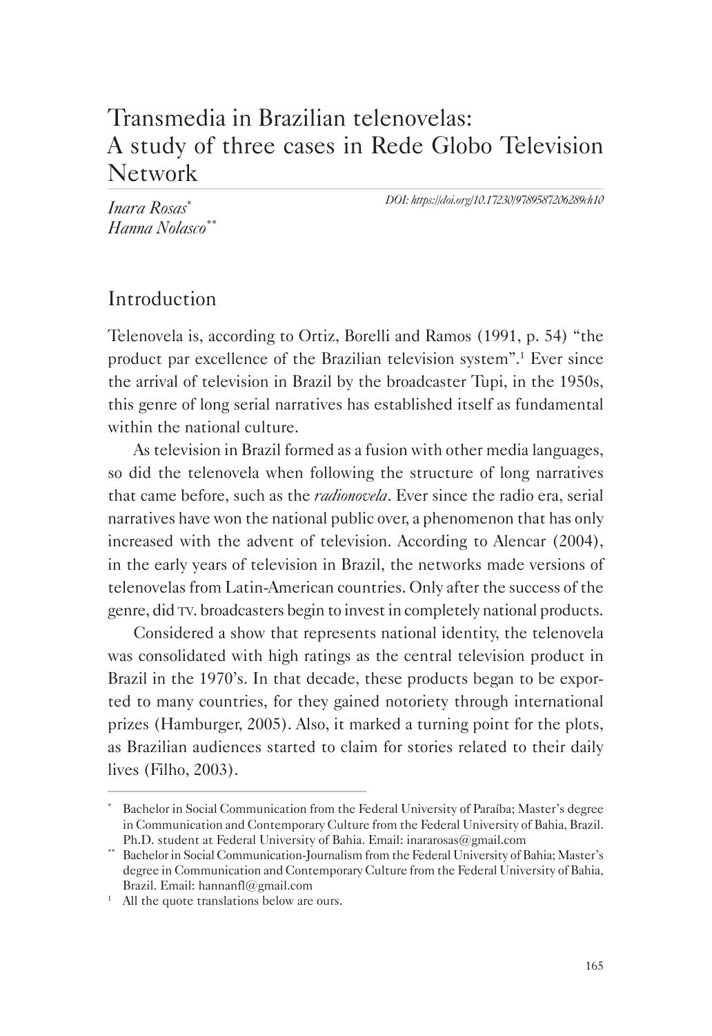# Transmedia in Brazilian telenovelas: A study of three cases in Rede Globo Television Network

*Inara Rosas*[*]
*Hanna Nolasco*[**]

DOI: https://doi.org/10.17230/9789587206289ch10

## Introduction

Telenovela is, according to Ortiz, Borelli and Ramos (1991, p. 54) "the product par excellence of the Brazilian television system".[1] Ever since the arrival of television in Brazil by the broadcaster Tupi, in the 1950s, this genre of long serial narratives has established itself as fundamental within the national culture.

As television in Brazil formed as a fusion with other media languages, so did the telenovela when following the structure of long narratives that came before, such as the *radionovela*. Ever since the radio era, serial narratives have won the national public over, a phenomenon that has only increased with the advent of television. According to Alencar (2004), in the early years of television in Brazil, the networks made versions of telenovelas from Latin-American countries. Only after the success of the genre, did TV. broadcasters begin to invest in completely national products.

Considered a show that represents national identity, the telenovela was consolidated with high ratings as the central television product in Brazil in the 1970's. In that decade, these products began to be exported to many countries, for they gained notoriety through international prizes (Hamburger, 2005). Also, it marked a turning point for the plots, as Brazilian audiences started to claim for stories related to their daily lives (Filho, 2003).

---

[*] Bachelor in Social Communication from the Federal University of Paraíba; Master's degree in Communication and Contemporary Culture from the Federal University of Bahia, Brazil. Ph.D. student at Federal University of Bahia. Email: inararosas@gmail.com

[**] Bachelor in Social Communication-Journalism from the Federal University of Bahia; Master's degree in Communication and Contemporary Culture from the Federal University of Bahia, Brazil. Email: hannanfl@gmail.com

[1] All the quote translations below are ours.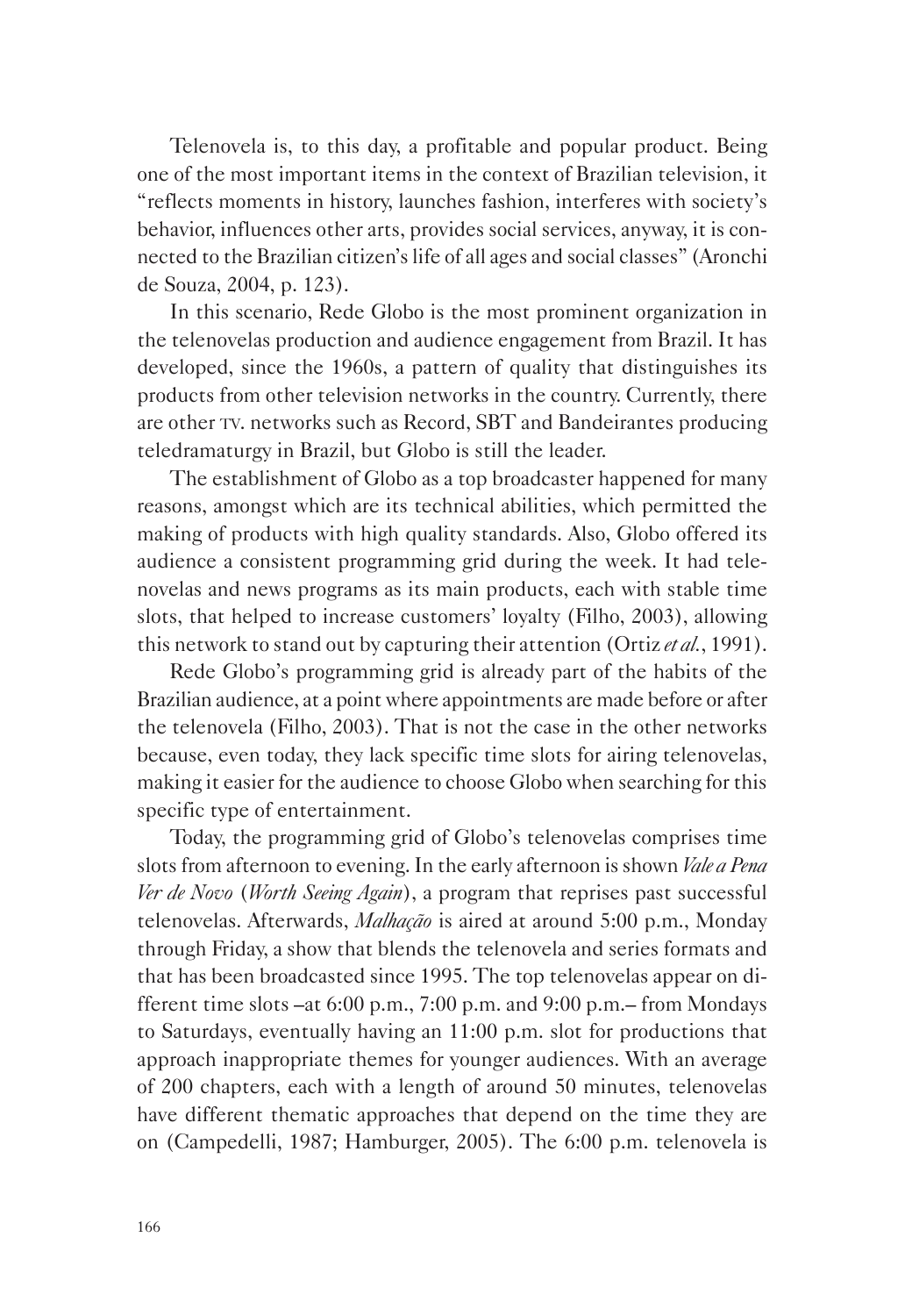Telenovela is, to this day, a profitable and popular product. Being one of the most important items in the context of Brazilian television, it "reflects moments in history, launches fashion, interferes with society's behavior, influences other arts, provides social services, anyway, it is connected to the Brazilian citizen's life of all ages and social classes" (Aronchi de Souza, 2004, p. 123).

In this scenario, Rede Globo is the most prominent organization in the telenovelas production and audience engagement from Brazil. It has developed, since the 1960s, a pattern of quality that distinguishes its products from other television networks in the country. Currently, there are other TV. networks such as Record, SBT and Bandeirantes producing teledramaturgy in Brazil, but Globo is still the leader.

The establishment of Globo as a top broadcaster happened for many reasons, amongst which are its technical abilities, which permitted the making of products with high quality standards. Also, Globo offered its audience a consistent programming grid during the week. It had telenovelas and news programs as its main products, each with stable time slots, that helped to increase customers' loyalty (Filho, 2003), allowing this network to stand out by capturing their attention (Ortiz *et al.*, 1991).

Rede Globo's programming grid is already part of the habits of the Brazilian audience, at a point where appointments are made before or after the telenovela (Filho, 2003). That is not the case in the other networks because, even today, they lack specific time slots for airing telenovelas, making it easier for the audience to choose Globo when searching for this specific type of entertainment.

Today, the programming grid of Globo's telenovelas comprises time slots from afternoon to evening. In the early afternoon is shown *Vale a Pena Ver de Novo* (*Worth Seeing Again*), a program that reprises past successful telenovelas. Afterwards, *Malhação* is aired at around 5:00 p.m., Monday through Friday, a show that blends the telenovela and series formats and that has been broadcasted since 1995. The top telenovelas appear on different time slots –at 6:00 p.m., 7:00 p.m. and 9:00 p.m.– from Mondays to Saturdays, eventually having an 11:00 p.m. slot for productions that approach inappropriate themes for younger audiences. With an average of 200 chapters, each with a length of around 50 minutes, telenovelas have different thematic approaches that depend on the time they are on (Campedelli, 1987; Hamburger, 2005). The 6:00 p.m. telenovela is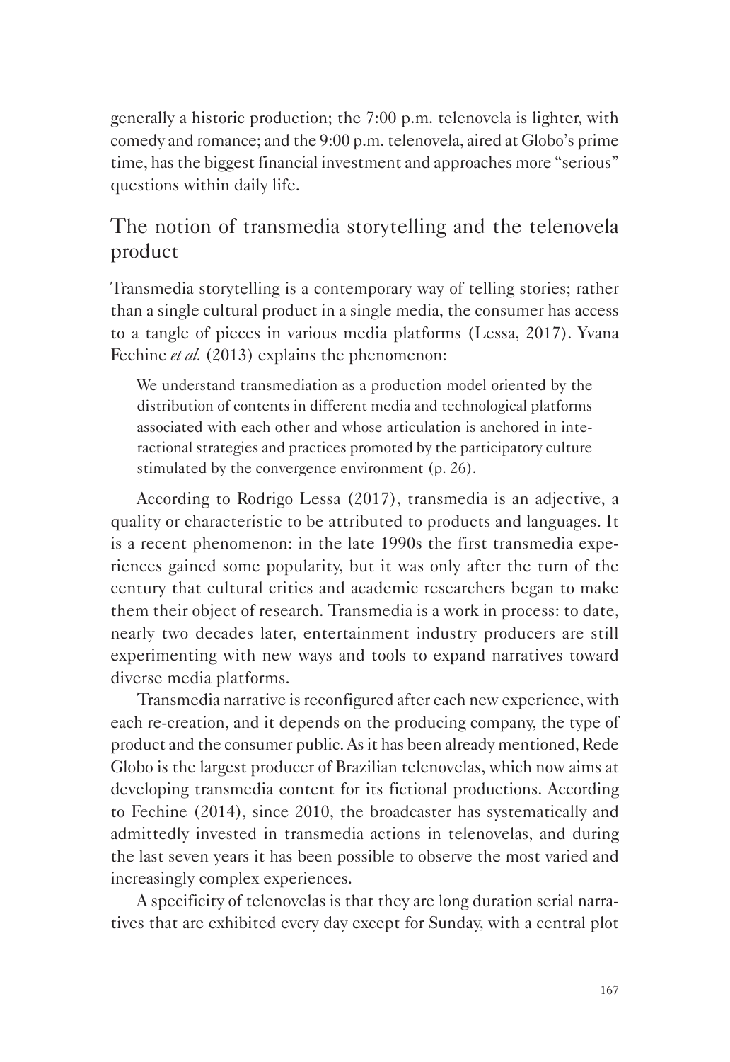generally a historic production; the 7:00 p.m. telenovela is lighter, with comedy and romance; and the 9:00 p.m. telenovela, aired at Globo's prime time, has the biggest financial investment and approaches more "serious" questions within daily life.

## The notion of transmedia storytelling and the telenovela product

Transmedia storytelling is a contemporary way of telling stories; rather than a single cultural product in a single media, the consumer has access to a tangle of pieces in various media platforms (Lessa, 2017). Yvana Fechine *et al.* (2013) explains the phenomenon:

> We understand transmediation as a production model oriented by the distribution of contents in different media and technological platforms associated with each other and whose articulation is anchored in interactional strategies and practices promoted by the participatory culture stimulated by the convergence environment (p. 26).

According to Rodrigo Lessa (2017), transmedia is an adjective, a quality or characteristic to be attributed to products and languages. It is a recent phenomenon: in the late 1990s the first transmedia experiences gained some popularity, but it was only after the turn of the century that cultural critics and academic researchers began to make them their object of research. Transmedia is a work in process: to date, nearly two decades later, entertainment industry producers are still experimenting with new ways and tools to expand narratives toward diverse media platforms.

Transmedia narrative is reconfigured after each new experience, with each re-creation, and it depends on the producing company, the type of product and the consumer public. As it has been already mentioned, Rede Globo is the largest producer of Brazilian telenovelas, which now aims at developing transmedia content for its fictional productions. According to Fechine (2014), since 2010, the broadcaster has systematically and admittedly invested in transmedia actions in telenovelas, and during the last seven years it has been possible to observe the most varied and increasingly complex experiences.

A specificity of telenovelas is that they are long duration serial narratives that are exhibited every day except for Sunday, with a central plot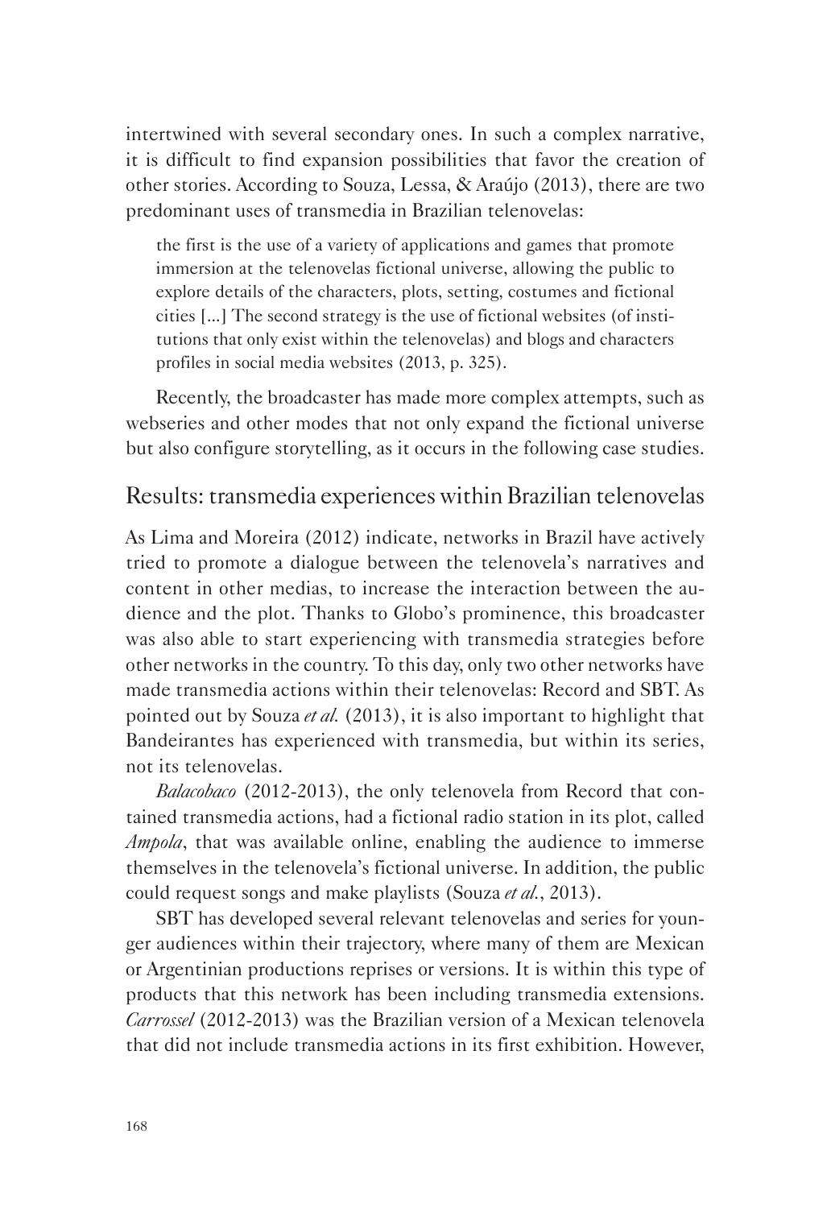intertwined with several secondary ones. In such a complex narrative, it is difficult to find expansion possibilities that favor the creation of other stories. According to Souza, Lessa, & Araújo (2013), there are two predominant uses of transmedia in Brazilian telenovelas:

> the first is the use of a variety of applications and games that promote immersion at the telenovelas fictional universe, allowing the public to explore details of the characters, plots, setting, costumes and fictional cities [...] The second strategy is the use of fictional websites (of institutions that only exist within the telenovelas) and blogs and characters profiles in social media websites (2013, p. 325).

Recently, the broadcaster has made more complex attempts, such as webseries and other modes that not only expand the fictional universe but also configure storytelling, as it occurs in the following case studies.

## Results: transmedia experiences within Brazilian telenovelas

As Lima and Moreira (2012) indicate, networks in Brazil have actively tried to promote a dialogue between the telenovela's narratives and content in other medias, to increase the interaction between the audience and the plot. Thanks to Globo's prominence, this broadcaster was also able to start experiencing with transmedia strategies before other networks in the country. To this day, only two other networks have made transmedia actions within their telenovelas: Record and SBT. As pointed out by Souza *et al.* (2013), it is also important to highlight that Bandeirantes has experienced with transmedia, but within its series, not its telenovelas.

*Balacobaco* (2012-2013), the only telenovela from Record that contained transmedia actions, had a fictional radio station in its plot, called *Ampola*, that was available online, enabling the audience to immerse themselves in the telenovela's fictional universe. In addition, the public could request songs and make playlists (Souza *et al.*, 2013).

SBT has developed several relevant telenovelas and series for younger audiences within their trajectory, where many of them are Mexican or Argentinian productions reprises or versions. It is within this type of products that this network has been including transmedia extensions. *Carrossel* (2012-2013) was the Brazilian version of a Mexican telenovela that did not include transmedia actions in its first exhibition. However,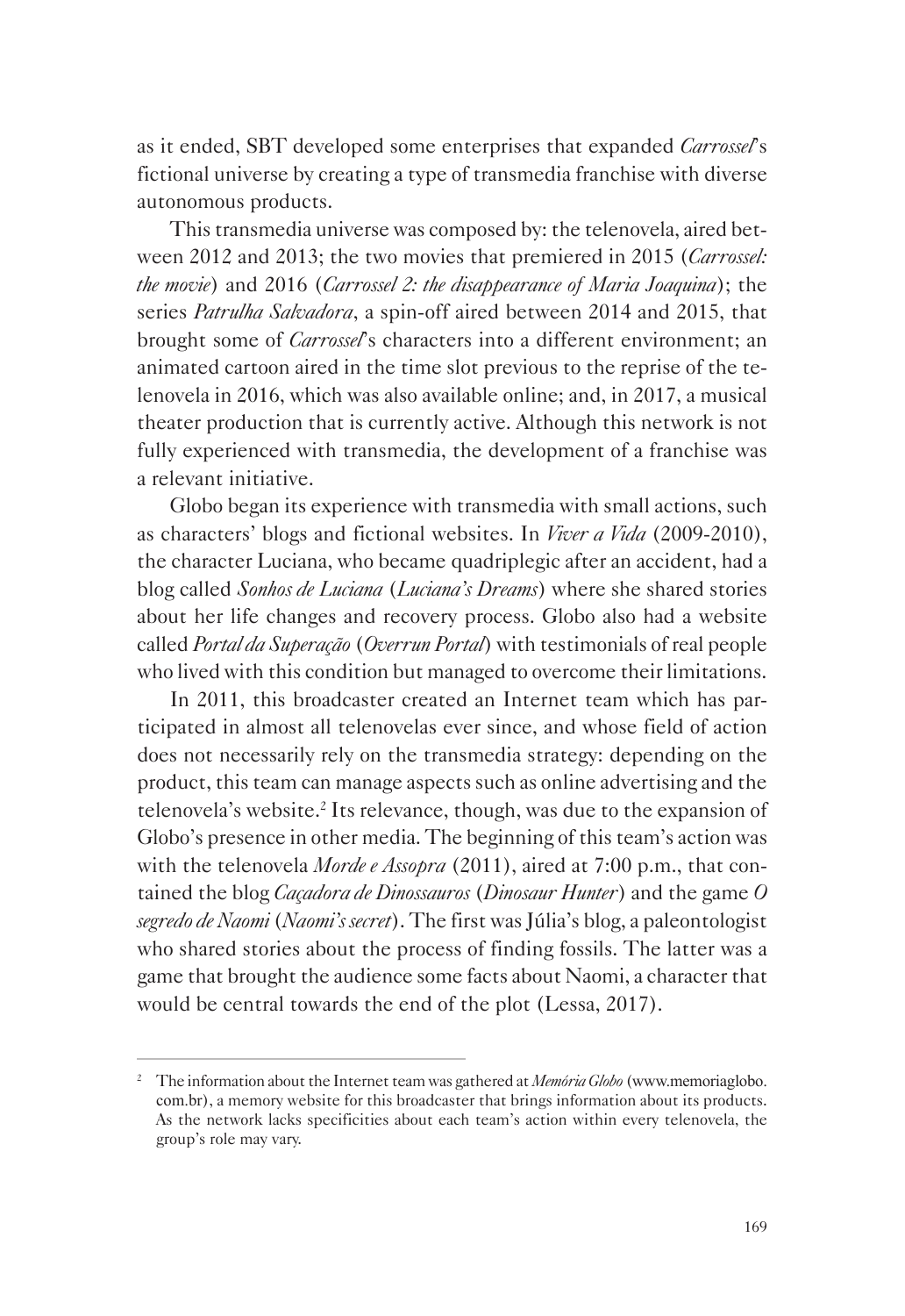as it ended, SBT developed some enterprises that expanded *Carrossel*'s fictional universe by creating a type of transmedia franchise with diverse autonomous products.

This transmedia universe was composed by: the telenovela, aired between 2012 and 2013; the two movies that premiered in 2015 (*Carrossel: the movie*) and 2016 (*Carrossel 2: the disappearance of Maria Joaquina*); the series *Patrulha Salvadora*, a spin-off aired between 2014 and 2015, that brought some of *Carrossel*'s characters into a different environment; an animated cartoon aired in the time slot previous to the reprise of the telenovela in 2016, which was also available online; and, in 2017, a musical theater production that is currently active. Although this network is not fully experienced with transmedia, the development of a franchise was a relevant initiative.

Globo began its experience with transmedia with small actions, such as characters' blogs and fictional websites. In *Viver a Vida* (2009-2010), the character Luciana, who became quadriplegic after an accident, had a blog called *Sonhos de Luciana* (*Luciana's Dreams*) where she shared stories about her life changes and recovery process. Globo also had a website called *Portal da Superação* (*Overrun Portal*) with testimonials of real people who lived with this condition but managed to overcome their limitations.

In 2011, this broadcaster created an Internet team which has participated in almost all telenovelas ever since, and whose field of action does not necessarily rely on the transmedia strategy: depending on the product, this team can manage aspects such as online advertising and the telenovela's website.[2] Its relevance, though, was due to the expansion of Globo's presence in other media. The beginning of this team's action was with the telenovela *Morde e Assopra* (2011), aired at 7:00 p.m., that contained the blog *Caçadora de Dinossauros* (*Dinosaur Hunter*) and the game *O segredo de Naomi* (*Naomi's secret*). The first was Júlia's blog, a paleontologist who shared stories about the process of finding fossils. The latter was a game that brought the audience some facts about Naomi, a character that would be central towards the end of the plot (Lessa, 2017).

---

[2] The information about the Internet team was gathered at *Memória Globo* (www.memoriaglobo.com.br), a memory website for this broadcaster that brings information about its products. As the network lacks specificities about each team's action within every telenovela, the group's role may vary.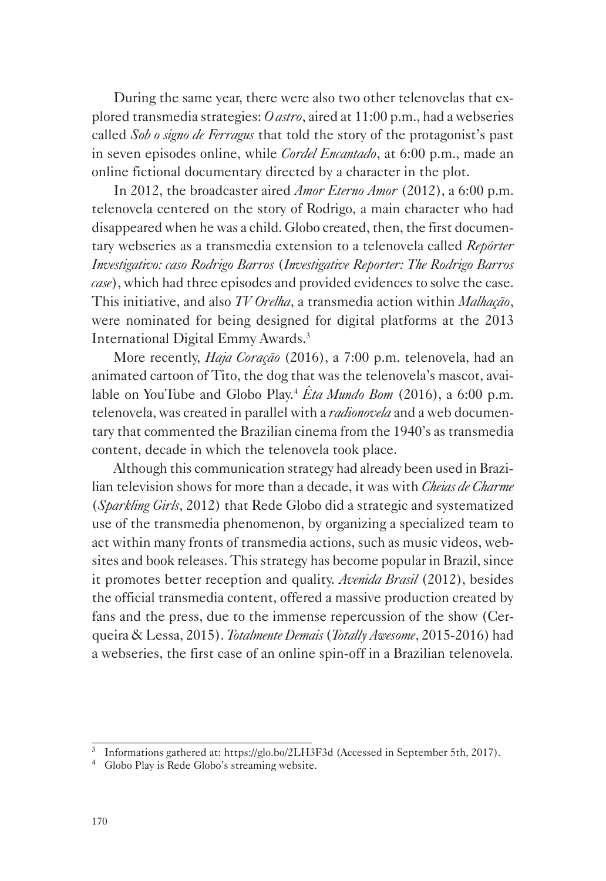During the same year, there were also two other telenovelas that explored transmedia strategies: *O astro*, aired at 11:00 p.m., had a webseries called *Sob o signo de Ferragus* that told the story of the protagonist's past in seven episodes online, while *Cordel Encantado*, at 6:00 p.m., made an online fictional documentary directed by a character in the plot.

In 2012, the broadcaster aired *Amor Eterno Amor* (2012), a 6:00 p.m. telenovela centered on the story of Rodrigo, a main character who had disappeared when he was a child. Globo created, then, the first documentary webseries as a transmedia extension to a telenovela called *Repórter Investigativo: caso Rodrigo Barros* (*Investigative Reporter: The Rodrigo Barros case*), which had three episodes and provided evidences to solve the case. This initiative, and also *TV Orelha*, a transmedia action within *Malhação*, were nominated for being designed for digital platforms at the 2013 International Digital Emmy Awards.[3]

More recently, *Haja Coração* (2016), a 7:00 p.m. telenovela, had an animated cartoon of Tito, the dog that was the telenovela's mascot, available on YouTube and Globo Play.[4] *Êta Mundo Bom* (2016), a 6:00 p.m. telenovela, was created in parallel with a *radionovela* and a web documentary that commented the Brazilian cinema from the 1940's as transmedia content, decade in which the telenovela took place.

Although this communication strategy had already been used in Brazilian television shows for more than a decade, it was with *Cheias de Charme* (*Sparkling Girls*, 2012) that Rede Globo did a strategic and systematized use of the transmedia phenomenon, by organizing a specialized team to act within many fronts of transmedia actions, such as music videos, websites and book releases. This strategy has become popular in Brazil, since it promotes better reception and quality. *Avenida Brasil* (2012), besides the official transmedia content, offered a massive production created by fans and the press, due to the immense repercussion of the show (Cerqueira & Lessa, 2015). *Totalmente Demais* (*Totally Awesome*, 2015-2016) had a webseries, the first case of an online spin-off in a Brazilian telenovela.

---

[3] Informations gathered at: https://glo.bo/2LH3F3d (Accessed in September 5th, 2017).

[4] Globo Play is Rede Globo's streaming website.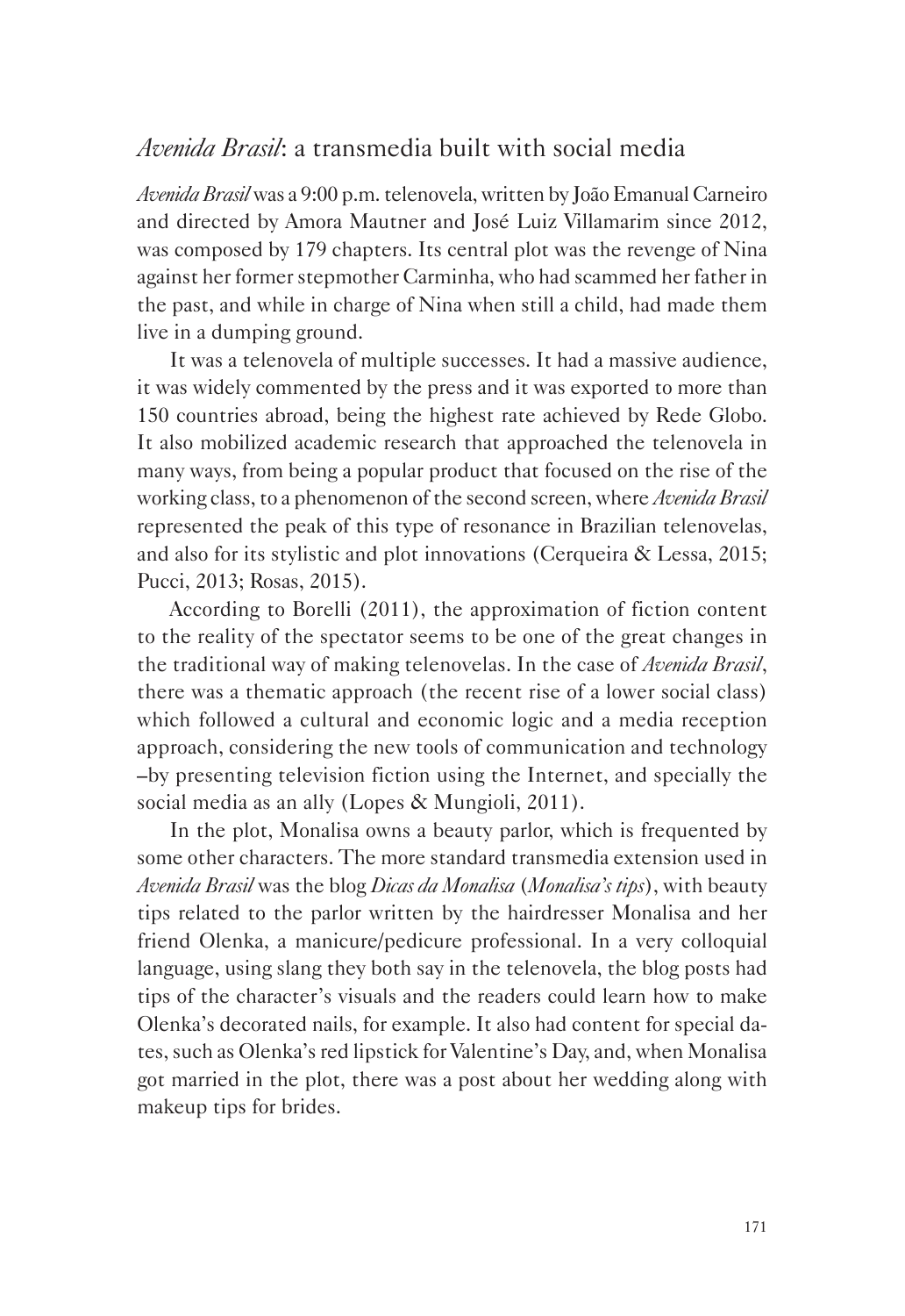## *Avenida Brasil*: a transmedia built with social media

*Avenida Brasil* was a 9:00 p.m. telenovela, written by João Emanual Carneiro and directed by Amora Mautner and José Luiz Villamarim since 2012, was composed by 179 chapters. Its central plot was the revenge of Nina against her former stepmother Carminha, who had scammed her father in the past, and while in charge of Nina when still a child, had made them live in a dumping ground.

It was a telenovela of multiple successes. It had a massive audience, it was widely commented by the press and it was exported to more than 150 countries abroad, being the highest rate achieved by Rede Globo. It also mobilized academic research that approached the telenovela in many ways, from being a popular product that focused on the rise of the working class, to a phenomenon of the second screen, where *Avenida Brasil* represented the peak of this type of resonance in Brazilian telenovelas, and also for its stylistic and plot innovations (Cerqueira & Lessa, 2015; Pucci, 2013; Rosas, 2015).

According to Borelli (2011), the approximation of fiction content to the reality of the spectator seems to be one of the great changes in the traditional way of making telenovelas. In the case of *Avenida Brasil*, there was a thematic approach (the recent rise of a lower social class) which followed a cultural and economic logic and a media reception approach, considering the new tools of communication and technology –by presenting television fiction using the Internet, and specially the social media as an ally (Lopes & Mungioli, 2011).

In the plot, Monalisa owns a beauty parlor, which is frequented by some other characters. The more standard transmedia extension used in *Avenida Brasil* was the blog *Dicas da Monalisa* (*Monalisa's tips*), with beauty tips related to the parlor written by the hairdresser Monalisa and her friend Olenka, a manicure/pedicure professional. In a very colloquial language, using slang they both say in the telenovela, the blog posts had tips of the character's visuals and the readers could learn how to make Olenka's decorated nails, for example. It also had content for special dates, such as Olenka's red lipstick for Valentine's Day, and, when Monalisa got married in the plot, there was a post about her wedding along with makeup tips for brides.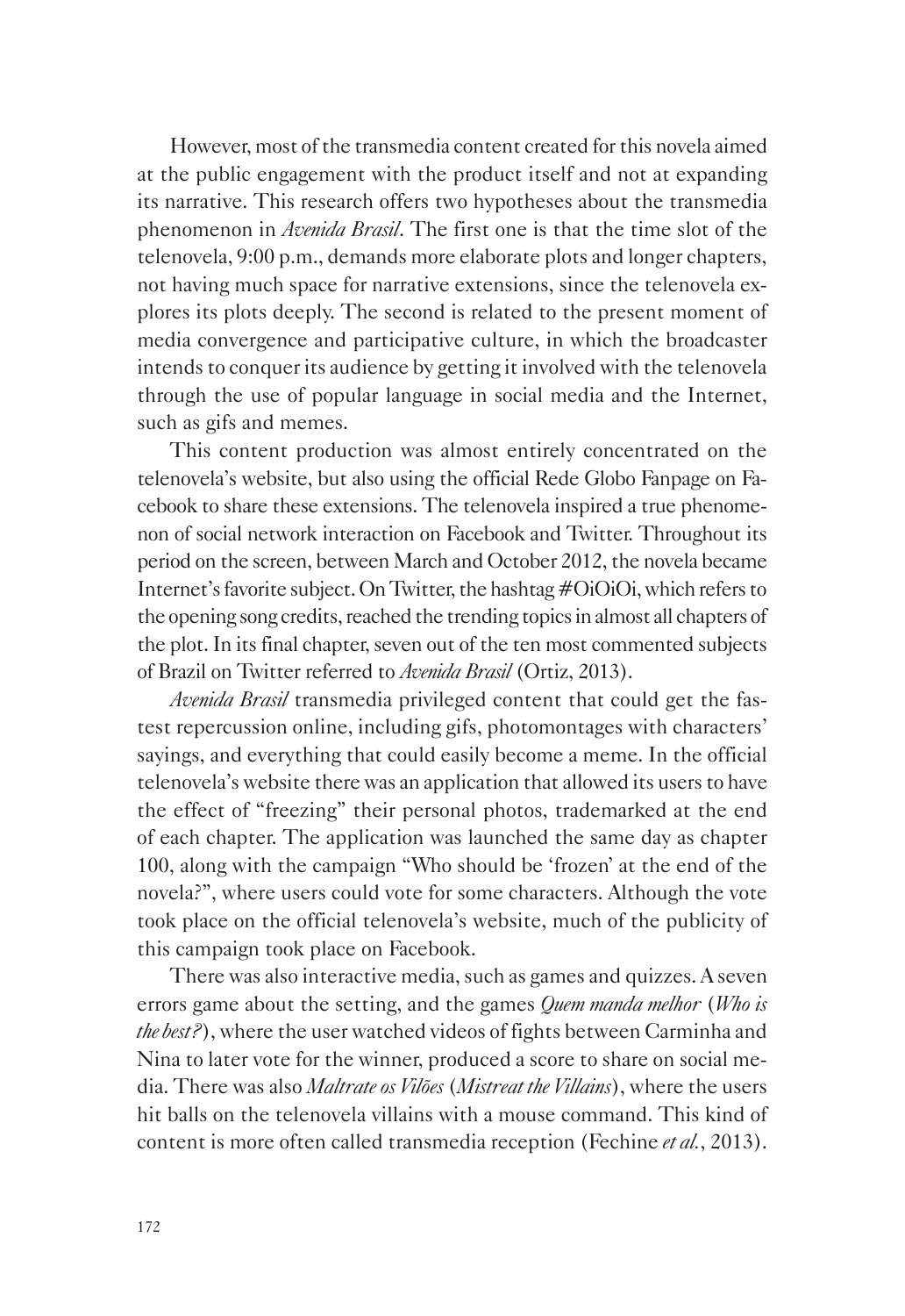However, most of the transmedia content created for this novela aimed at the public engagement with the product itself and not at expanding its narrative. This research offers two hypotheses about the transmedia phenomenon in *Avenida Brasil*. The first one is that the time slot of the telenovela, 9:00 p.m., demands more elaborate plots and longer chapters, not having much space for narrative extensions, since the telenovela explores its plots deeply. The second is related to the present moment of media convergence and participative culture, in which the broadcaster intends to conquer its audience by getting it involved with the telenovela through the use of popular language in social media and the Internet, such as gifs and memes.

This content production was almost entirely concentrated on the telenovela's website, but also using the official Rede Globo Fanpage on Facebook to share these extensions. The telenovela inspired a true phenomenon of social network interaction on Facebook and Twitter. Throughout its period on the screen, between March and October 2012, the novela became Internet's favorite subject. On Twitter, the hashtag #OiOiOi, which refers to the opening song credits, reached the trending topics in almost all chapters of the plot. In its final chapter, seven out of the ten most commented subjects of Brazil on Twitter referred to *Avenida Brasil* (Ortiz, 2013).

*Avenida Brasil* transmedia privileged content that could get the fastest repercussion online, including gifs, photomontages with characters' sayings, and everything that could easily become a meme. In the official telenovela's website there was an application that allowed its users to have the effect of "freezing" their personal photos, trademarked at the end of each chapter. The application was launched the same day as chapter 100, along with the campaign "Who should be 'frozen' at the end of the novela?", where users could vote for some characters. Although the vote took place on the official telenovela's website, much of the publicity of this campaign took place on Facebook.

There was also interactive media, such as games and quizzes. A seven errors game about the setting, and the games *Quem manda melhor* (*Who is the best?*), where the user watched videos of fights between Carminha and Nina to later vote for the winner, produced a score to share on social media. There was also *Maltrate os Vilões* (*Mistreat the Villains*), where the users hit balls on the telenovela villains with a mouse command. This kind of content is more often called transmedia reception (Fechine *et al.*, 2013).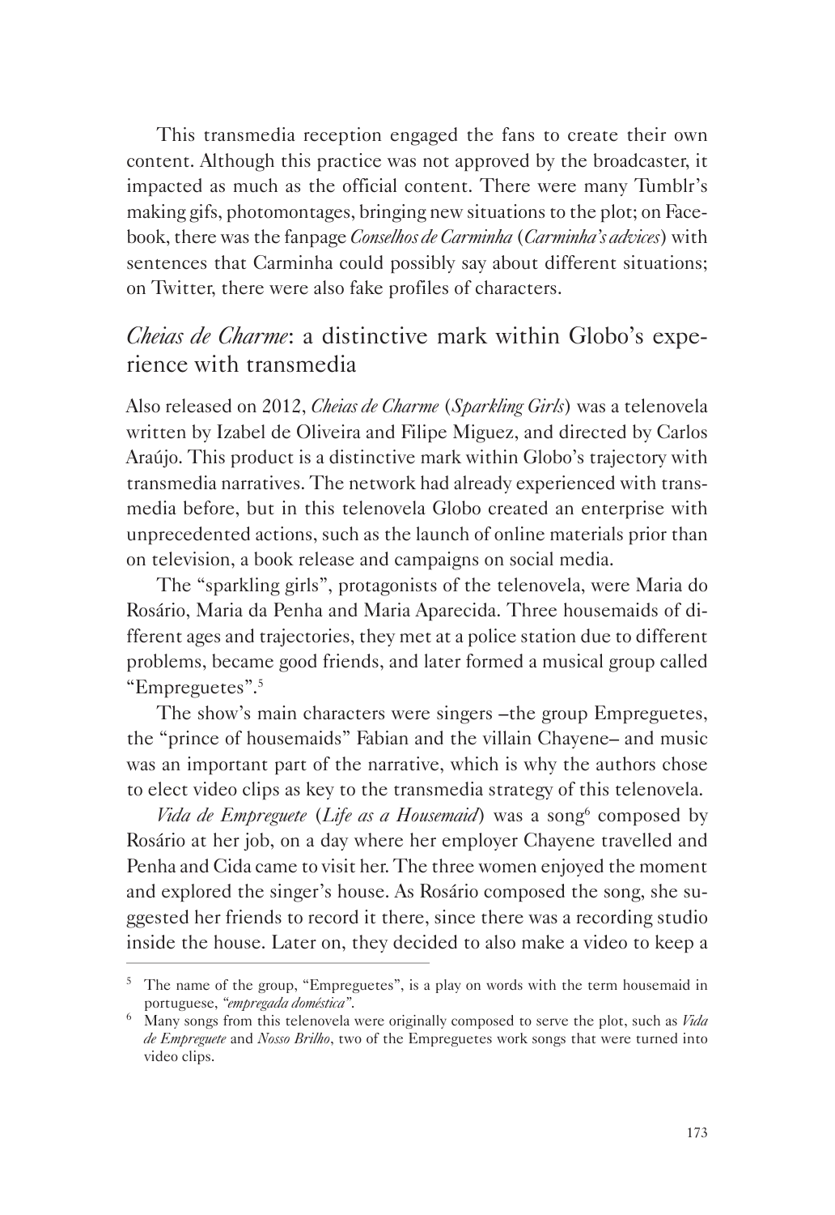This transmedia reception engaged the fans to create their own content. Although this practice was not approved by the broadcaster, it impacted as much as the official content. There were many Tumblr's making gifs, photomontages, bringing new situations to the plot; on Facebook, there was the fanpage *Conselhos de Carminha* (*Carminha's advices*) with sentences that Carminha could possibly say about different situations; on Twitter, there were also fake profiles of characters.

## *Cheias de Charme*: a distinctive mark within Globo's experience with transmedia

Also released on 2012, *Cheias de Charme* (*Sparkling Girls*) was a telenovela written by Izabel de Oliveira and Filipe Miguez, and directed by Carlos Araújo. This product is a distinctive mark within Globo's trajectory with transmedia narratives. The network had already experienced with transmedia before, but in this telenovela Globo created an enterprise with unprecedented actions, such as the launch of online materials prior than on television, a book release and campaigns on social media.

The "sparkling girls", protagonists of the telenovela, were Maria do Rosário, Maria da Penha and Maria Aparecida. Three housemaids of different ages and trajectories, they met at a police station due to different problems, became good friends, and later formed a musical group called "Empreguetes".[5]

The show's main characters were singers –the group Empreguetes, the "prince of housemaids" Fabian and the villain Chayene– and music was an important part of the narrative, which is why the authors chose to elect video clips as key to the transmedia strategy of this telenovela.

*Vida de Empreguete* (*Life as a Housemaid*) was a song[6] composed by Rosário at her job, on a day where her employer Chayene travelled and Penha and Cida came to visit her. The three women enjoyed the moment and explored the singer's house. As Rosário composed the song, she suggested her friends to record it there, since there was a recording studio inside the house. Later on, they decided to also make a video to keep a

---

[5] The name of the group, "Empreguetes", is a play on words with the term housemaid in portuguese, *"empregada doméstica"*.

[6] Many songs from this telenovela were originally composed to serve the plot, such as *Vida de Empreguete* and *Nosso Brilho*, two of the Empreguetes work songs that were turned into video clips.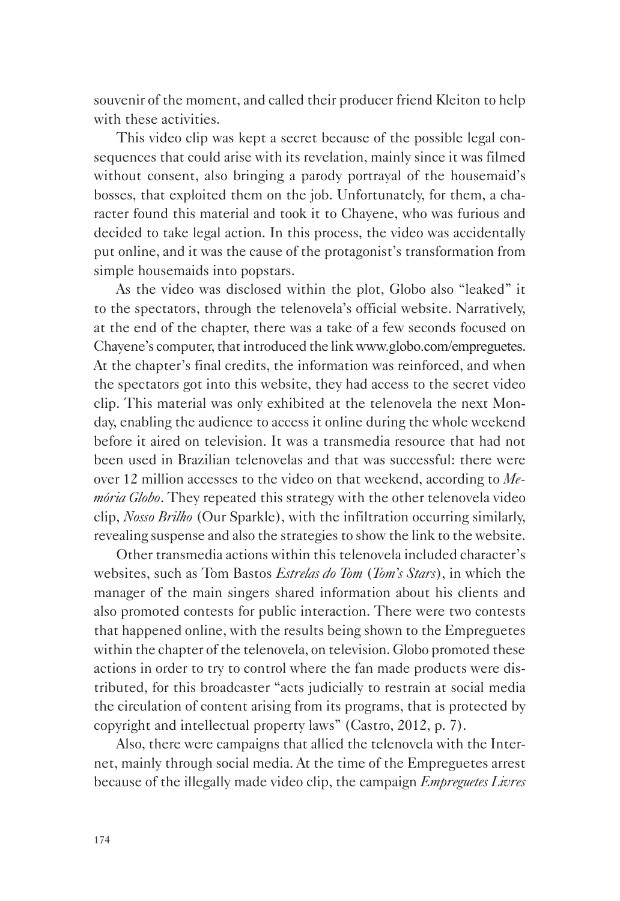souvenir of the moment, and called their producer friend Kleiton to help with these activities.

This video clip was kept a secret because of the possible legal consequences that could arise with its revelation, mainly since it was filmed without consent, also bringing a parody portrayal of the housemaid's bosses, that exploited them on the job. Unfortunately, for them, a character found this material and took it to Chayene, who was furious and decided to take legal action. In this process, the video was accidentally put online, and it was the cause of the protagonist's transformation from simple housemaids into popstars.

As the video was disclosed within the plot, Globo also "leaked" it to the spectators, through the telenovela's official website. Narratively, at the end of the chapter, there was a take of a few seconds focused on Chayene's computer, that introduced the link www.globo.com/empreguetes. At the chapter's final credits, the information was reinforced, and when the spectators got into this website, they had access to the secret video clip. This material was only exhibited at the telenovela the next Monday, enabling the audience to access it online during the whole weekend before it aired on television. It was a transmedia resource that had not been used in Brazilian telenovelas and that was successful: there were over 12 million accesses to the video on that weekend, according to *Memória Globo*. They repeated this strategy with the other telenovela video clip, *Nosso Brilho* (Our Sparkle), with the infiltration occurring similarly, revealing suspense and also the strategies to show the link to the website.

Other transmedia actions within this telenovela included character's websites, such as Tom Bastos *Estrelas do Tom* (*Tom's Stars*), in which the manager of the main singers shared information about his clients and also promoted contests for public interaction. There were two contests that happened online, with the results being shown to the Empreguetes within the chapter of the telenovela, on television. Globo promoted these actions in order to try to control where the fan made products were distributed, for this broadcaster "acts judicially to restrain at social media the circulation of content arising from its programs, that is protected by copyright and intellectual property laws" (Castro, 2012, p. 7).

Also, there were campaigns that allied the telenovela with the Internet, mainly through social media. At the time of the Empreguetes arrest because of the illegally made video clip, the campaign *Empreguetes Livres*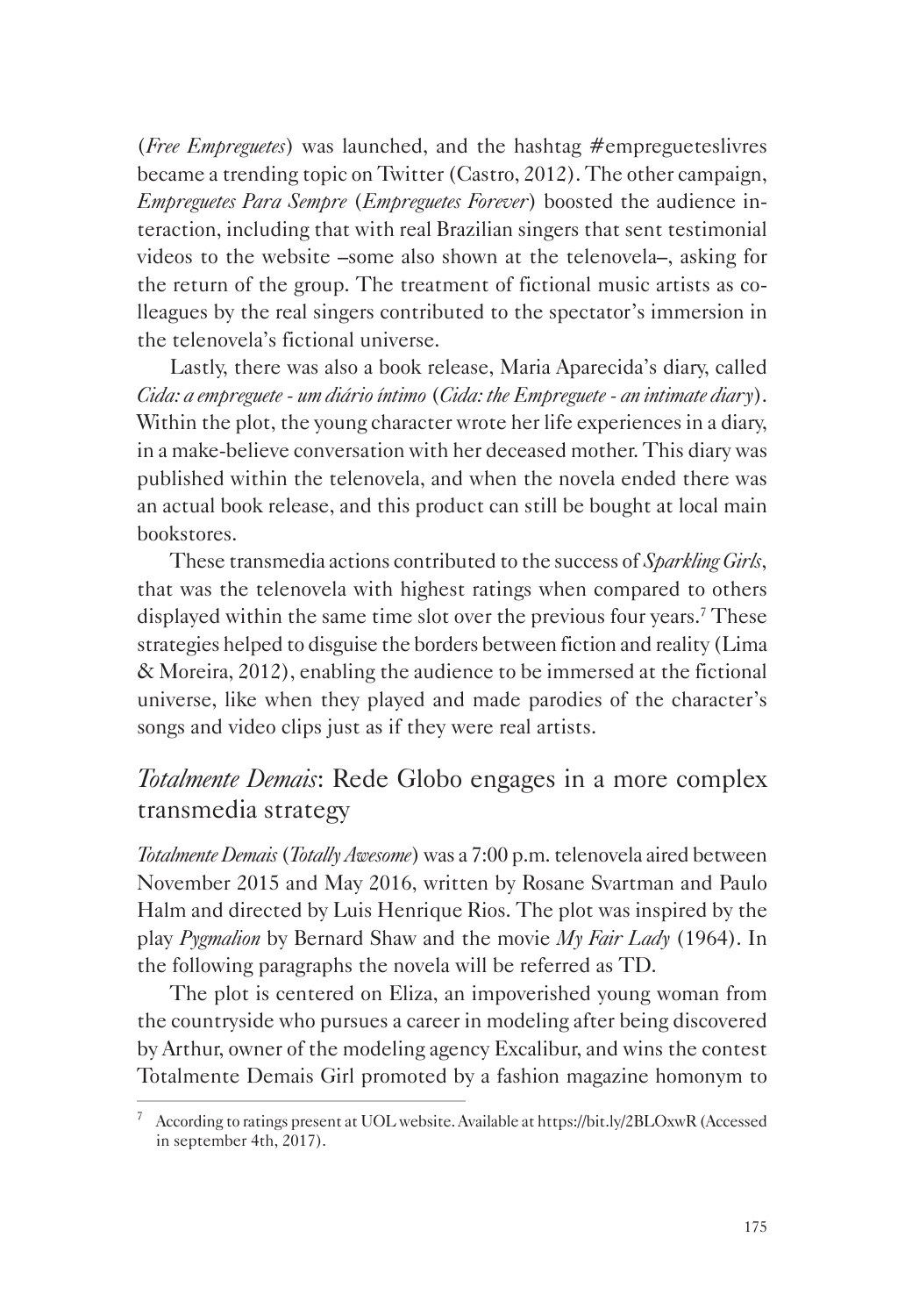(*Free Empreguetes*) was launched, and the hashtag #empregueteslivres became a trending topic on Twitter (Castro, 2012). The other campaign, *Empreguetes Para Sempre* (*Empreguetes Forever*) boosted the audience interaction, including that with real Brazilian singers that sent testimonial videos to the website –some also shown at the telenovela–, asking for the return of the group. The treatment of fictional music artists as colleagues by the real singers contributed to the spectator's immersion in the telenovela's fictional universe.

Lastly, there was also a book release, Maria Aparecida's diary, called *Cida: a empreguete - um diário íntimo* (*Cida: the Empreguete - an intimate diary*). Within the plot, the young character wrote her life experiences in a diary, in a make-believe conversation with her deceased mother. This diary was published within the telenovela, and when the novela ended there was an actual book release, and this product can still be bought at local main bookstores.

These transmedia actions contributed to the success of *Sparkling Girls*, that was the telenovela with highest ratings when compared to others displayed within the same time slot over the previous four years.[7] These strategies helped to disguise the borders between fiction and reality (Lima & Moreira, 2012), enabling the audience to be immersed at the fictional universe, like when they played and made parodies of the character's songs and video clips just as if they were real artists.

## *Totalmente Demais*: Rede Globo engages in a more complex transmedia strategy

*Totalmente Demais* (*Totally Awesome*) was a 7:00 p.m. telenovela aired between November 2015 and May 2016, written by Rosane Svartman and Paulo Halm and directed by Luis Henrique Rios. The plot was inspired by the play *Pygmalion* by Bernard Shaw and the movie *My Fair Lady* (1964). In the following paragraphs the novela will be referred as TD.

The plot is centered on Eliza, an impoverished young woman from the countryside who pursues a career in modeling after being discovered by Arthur, owner of the modeling agency Excalibur, and wins the contest Totalmente Demais Girl promoted by a fashion magazine homonym to

---

[7] According to ratings present at UOL website. Available at https://bit.ly/2BLOxwR (Accessed in september 4th, 2017).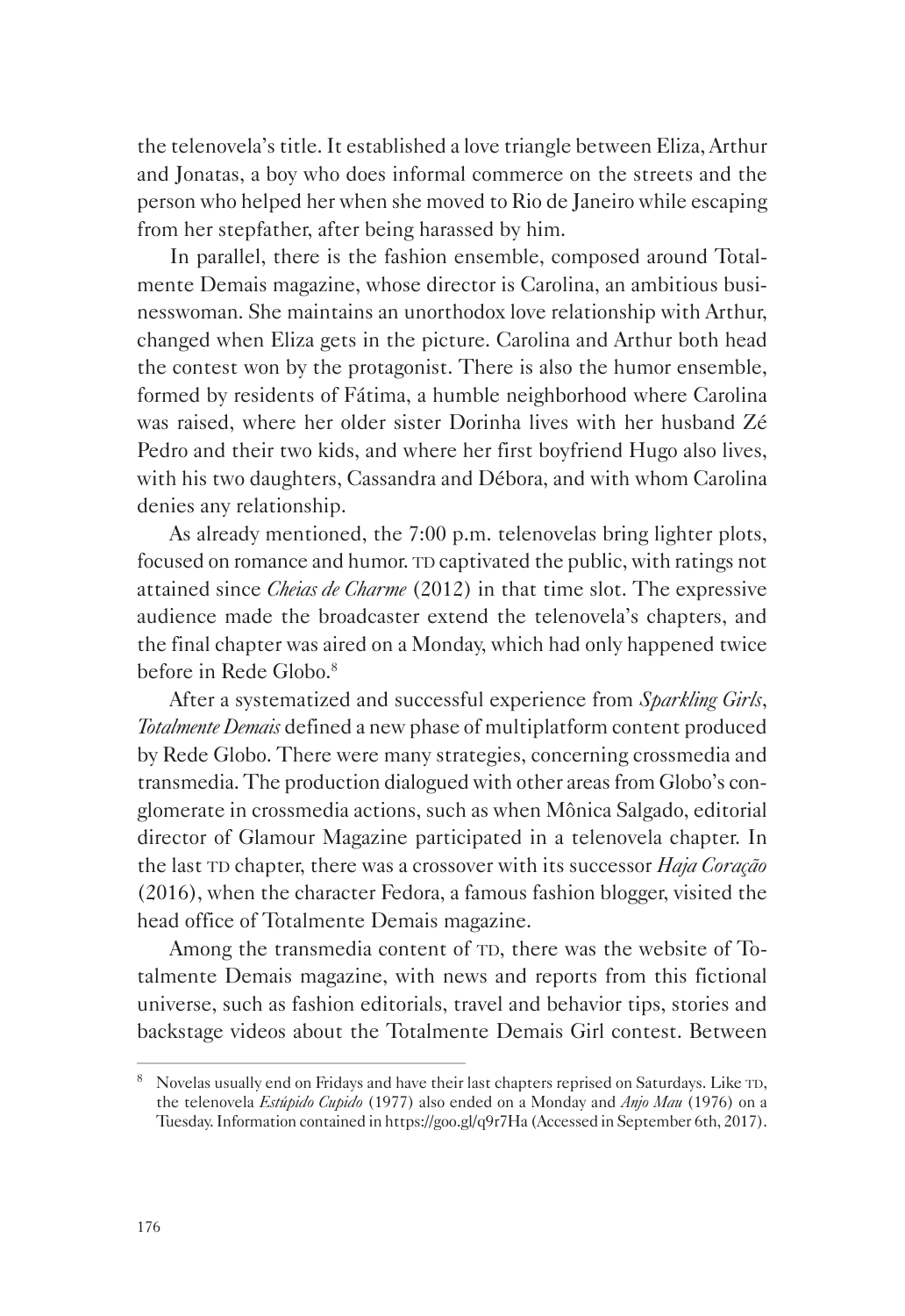the telenovela's title. It established a love triangle between Eliza, Arthur and Jonatas, a boy who does informal commerce on the streets and the person who helped her when she moved to Rio de Janeiro while escaping from her stepfather, after being harassed by him.

In parallel, there is the fashion ensemble, composed around Totalmente Demais magazine, whose director is Carolina, an ambitious businesswoman. She maintains an unorthodox love relationship with Arthur, changed when Eliza gets in the picture. Carolina and Arthur both head the contest won by the protagonist. There is also the humor ensemble, formed by residents of Fátima, a humble neighborhood where Carolina was raised, where her older sister Dorinha lives with her husband Zé Pedro and their two kids, and where her first boyfriend Hugo also lives, with his two daughters, Cassandra and Débora, and with whom Carolina denies any relationship.

As already mentioned, the 7:00 p.m. telenovelas bring lighter plots, focused on romance and humor. TD captivated the public, with ratings not attained since *Cheias de Charme* (2012) in that time slot. The expressive audience made the broadcaster extend the telenovela's chapters, and the final chapter was aired on a Monday, which had only happened twice before in Rede Globo.[8]

After a systematized and successful experience from *Sparkling Girls*, *Totalmente Demais* defined a new phase of multiplatform content produced by Rede Globo. There were many strategies, concerning crossmedia and transmedia. The production dialogued with other areas from Globo's conglomerate in crossmedia actions, such as when Mônica Salgado, editorial director of Glamour Magazine participated in a telenovela chapter. In the last TD chapter, there was a crossover with its successor *Haja Coração* (2016), when the character Fedora, a famous fashion blogger, visited the head office of Totalmente Demais magazine.

Among the transmedia content of TD, there was the website of Totalmente Demais magazine, with news and reports from this fictional universe, such as fashion editorials, travel and behavior tips, stories and backstage videos about the Totalmente Demais Girl contest. Between

---

[8] Novelas usually end on Fridays and have their last chapters reprised on Saturdays. Like TD, the telenovela *Estúpido Cupido* (1977) also ended on a Monday and *Anjo Mau* (1976) on a Tuesday. Information contained in https://goo.gl/q9r7Ha (Accessed in September 6th, 2017).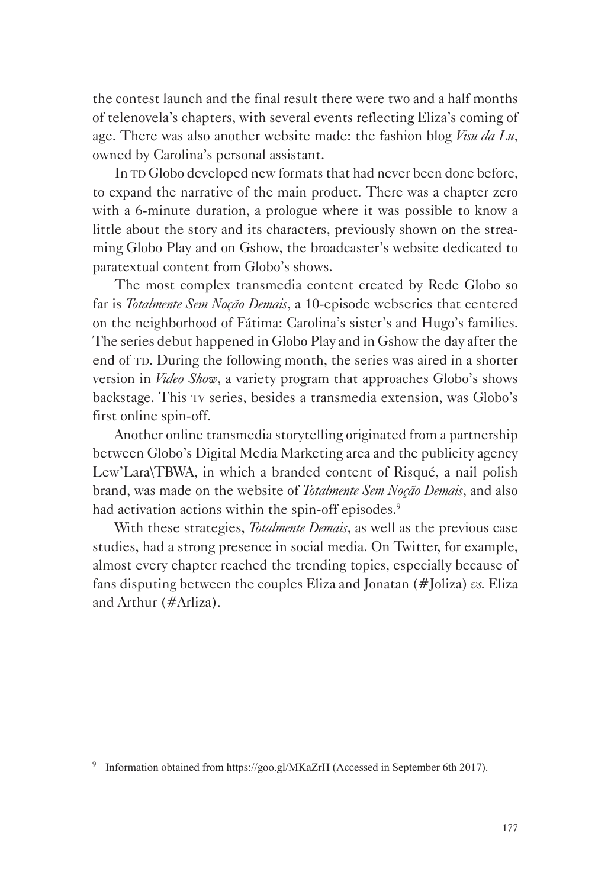the contest launch and the final result there were two and a half months of telenovela's chapters, with several events reflecting Eliza's coming of age. There was also another website made: the fashion blog *Visu da Lu*, owned by Carolina's personal assistant.

In TD Globo developed new formats that had never been done before, to expand the narrative of the main product. There was a chapter zero with a 6-minute duration, a prologue where it was possible to know a little about the story and its characters, previously shown on the streaming Globo Play and on Gshow, the broadcaster's website dedicated to paratextual content from Globo's shows.

The most complex transmedia content created by Rede Globo so far is *Totalmente Sem Noção Demais*, a 10-episode webseries that centered on the neighborhood of Fátima: Carolina's sister's and Hugo's families. The series debut happened in Globo Play and in Gshow the day after the end of TD. During the following month, the series was aired in a shorter version in *Video Show*, a variety program that approaches Globo's shows backstage. This TV series, besides a transmedia extension, was Globo's first online spin-off.

Another online transmedia storytelling originated from a partnership between Globo's Digital Media Marketing area and the publicity agency Lew'Lara\TBWA, in which a branded content of Risqué, a nail polish brand, was made on the website of *Totalmente Sem Noção Demais*, and also had activation actions within the spin-off episodes.[9]

With these strategies, *Totalmente Demais*, as well as the previous case studies, had a strong presence in social media. On Twitter, for example, almost every chapter reached the trending topics, especially because of fans disputing between the couples Eliza and Jonatan (#Joliza) *vs.* Eliza and Arthur (#Arliza).

---

[9] Information obtained from https://goo.gl/MKaZrH (Accessed in September 6th 2017).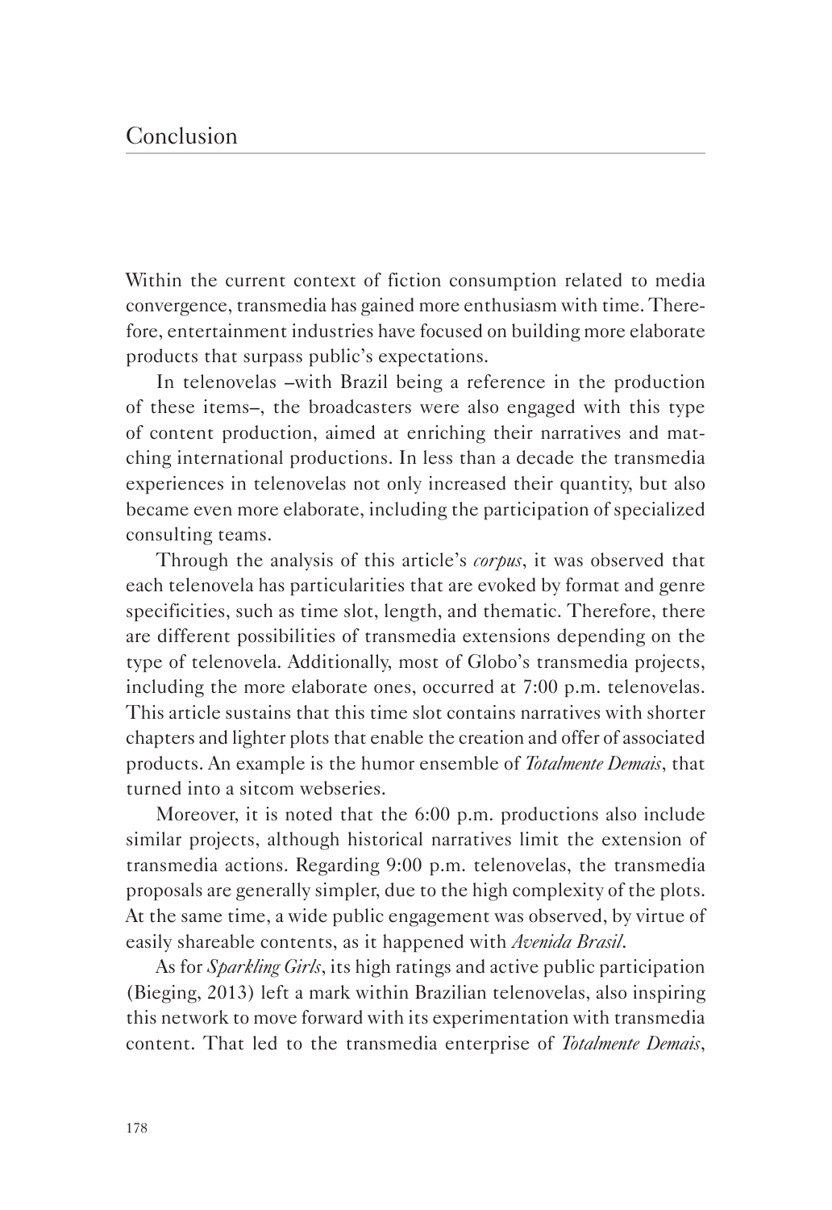# Conclusion

Within the current context of fiction consumption related to media convergence, transmedia has gained more enthusiasm with time. Therefore, entertainment industries have focused on building more elaborate products that surpass public's expectations.

In telenovelas –with Brazil being a reference in the production of these items–, the broadcasters were also engaged with this type of content production, aimed at enriching their narratives and matching international productions. In less than a decade the transmedia experiences in telenovelas not only increased their quantity, but also became even more elaborate, including the participation of specialized consulting teams.

Through the analysis of this article's *corpus*, it was observed that each telenovela has particularities that are evoked by format and genre specificities, such as time slot, length, and thematic. Therefore, there are different possibilities of transmedia extensions depending on the type of telenovela. Additionally, most of Globo's transmedia projects, including the more elaborate ones, occurred at 7:00 p.m. telenovelas. This article sustains that this time slot contains narratives with shorter chapters and lighter plots that enable the creation and offer of associated products. An example is the humor ensemble of *Totalmente Demais*, that turned into a sitcom webseries.

Moreover, it is noted that the 6:00 p.m. productions also include similar projects, although historical narratives limit the extension of transmedia actions. Regarding 9:00 p.m. telenovelas, the transmedia proposals are generally simpler, due to the high complexity of the plots. At the same time, a wide public engagement was observed, by virtue of easily shareable contents, as it happened with *Avenida Brasil*.

As for *Sparkling Girls*, its high ratings and active public participation (Bieging, 2013) left a mark within Brazilian telenovelas, also inspiring this network to move forward with its experimentation with transmedia content. That led to the transmedia enterprise of *Totalmente Demais*,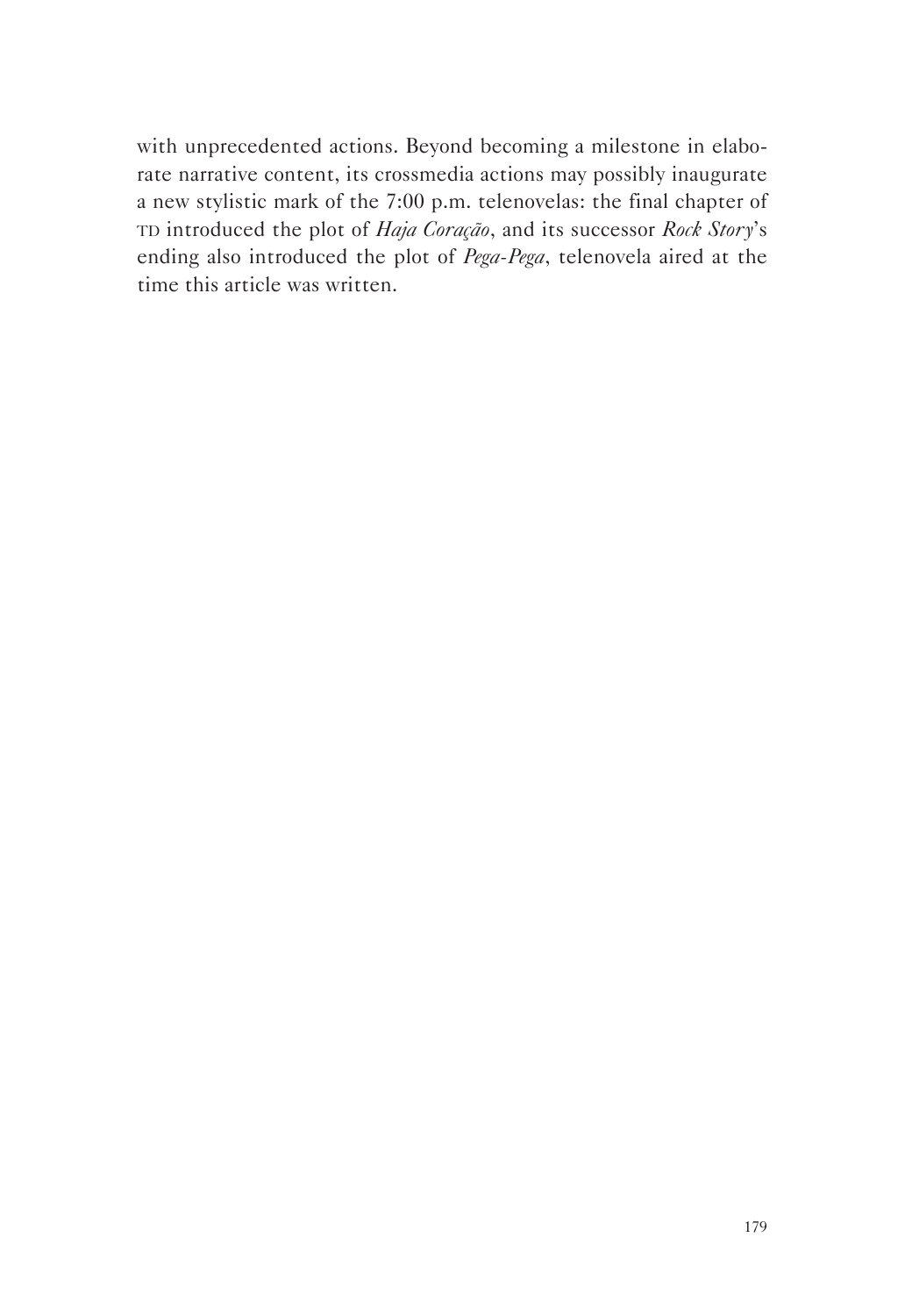with unprecedented actions. Beyond becoming a milestone in elaborate narrative content, its crossmedia actions may possibly inaugurate a new stylistic mark of the 7:00 p.m. telenovelas: the final chapter of TD introduced the plot of *Haja Coração*, and its successor *Rock Story*'s ending also introduced the plot of *Pega-Pega*, telenovela aired at the time this article was written.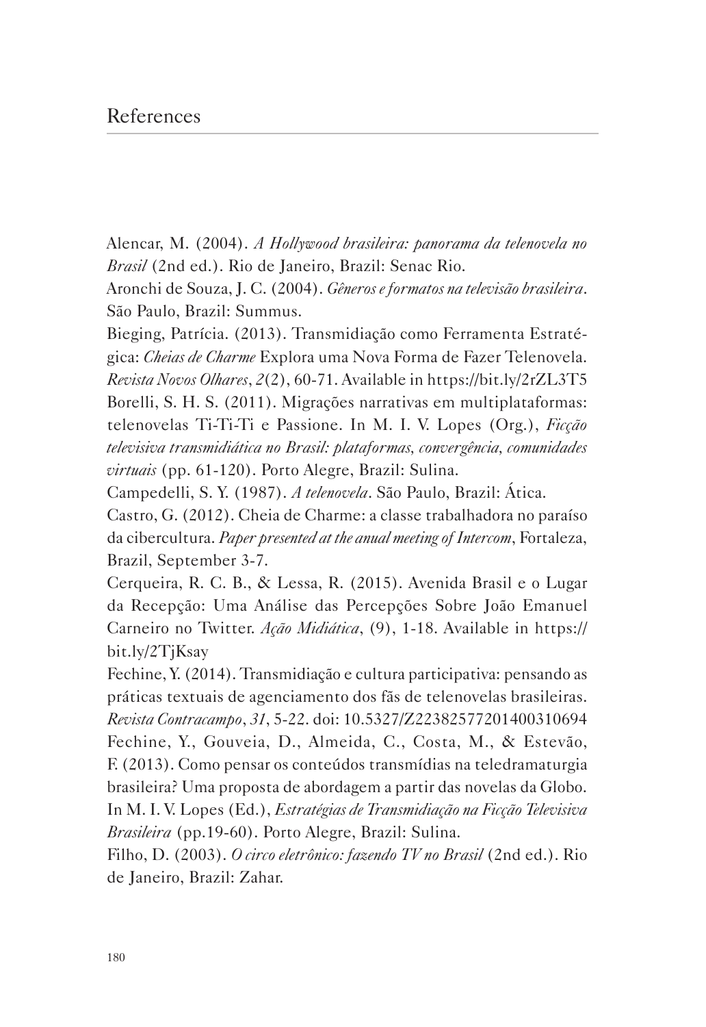# References

Alencar, M. (2004). *A Hollywood brasileira: panorama da telenovela no Brasil* (2nd ed.). Rio de Janeiro, Brazil: Senac Rio.

Aronchi de Souza, J. C. (2004). *Gêneros e formatos na televisão brasileira*. São Paulo, Brazil: Summus.

Bieging, Patrícia. (2013). Transmidiação como Ferramenta Estratégica: *Cheias de Charme* Explora uma Nova Forma de Fazer Telenovela. *Revista Novos Olhares*, *2*(2), 60-71. Available in https://bit.ly/2rZL3T5

Borelli, S. H. S. (2011). Migrações narrativas em multiplataformas: telenovelas Ti-Ti-Ti e Passione. In M. I. V. Lopes (Org.), *Ficção televisiva transmidiática no Brasil: plataformas, convergência, comunidades virtuais* (pp. 61-120). Porto Alegre, Brazil: Sulina.

Campedelli, S. Y. (1987). *A telenovela*. São Paulo, Brazil: Ática.

Castro, G. (2012). Cheia de Charme: a classe trabalhadora no paraíso da cibercultura. *Paper presented at the anual meeting of Intercom*, Fortaleza, Brazil, September 3-7.

Cerqueira, R. C. B., & Lessa, R. (2015). Avenida Brasil e o Lugar da Recepção: Uma Análise das Percepções Sobre João Emanuel Carneiro no Twitter. *Ação Midiática*, (9), 1-18. Available in https://bit.ly/2TjKsay

Fechine, Y. (2014). Transmidiação e cultura participativa: pensando as práticas textuais de agenciamento dos fãs de telenovelas brasileiras. *Revista Contracampo*, *31*, 5-22. doi: 10.5327/Z22382577201400310694

Fechine, Y., Gouveia, D., Almeida, C., Costa, M., & Estevão, F. (2013). Como pensar os conteúdos transmídias na teledramaturgia brasileira? Uma proposta de abordagem a partir das novelas da Globo. In M. I. V. Lopes (Ed.), *Estratégias de Transmidiação na Ficção Televisiva Brasileira* (pp.19-60). Porto Alegre, Brazil: Sulina.

Filho, D. (2003). *O circo eletrônico: fazendo TV no Brasil* (2nd ed.). Rio de Janeiro, Brazil: Zahar.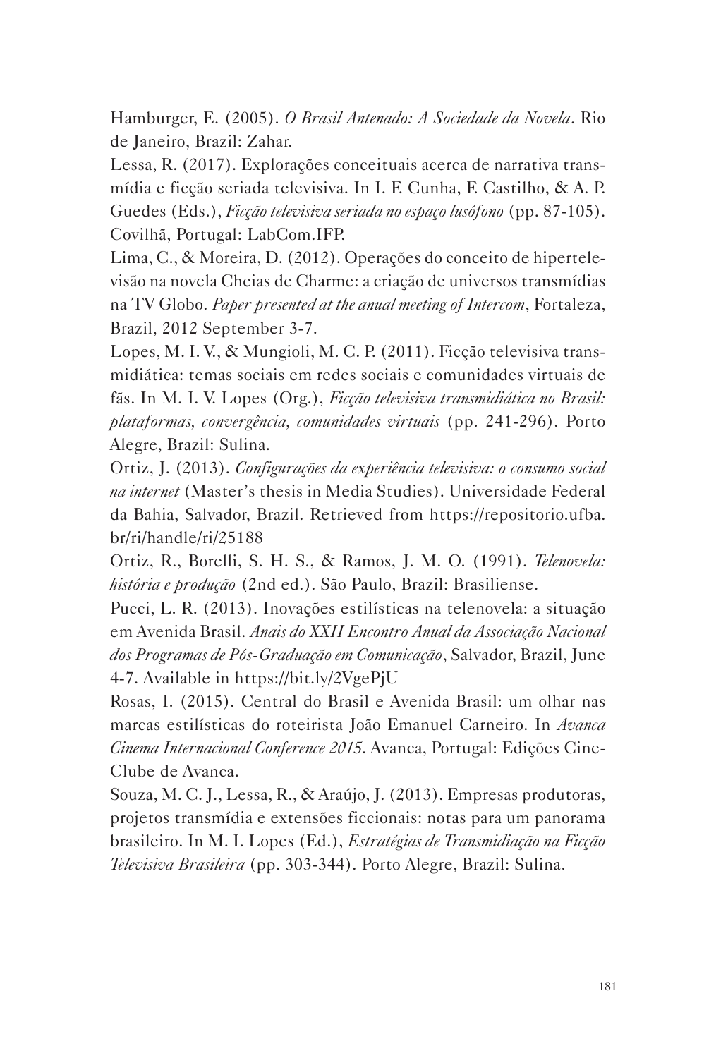Hamburger, E. (2005). *O Brasil Antenado: A Sociedade da Novela*. Rio de Janeiro, Brazil: Zahar.

Lessa, R. (2017). Explorações conceituais acerca de narrativa transmídia e ficção seriada televisiva. In I. F. Cunha, F. Castilho, & A. P. Guedes (Eds.), *Ficção televisiva seriada no espaço lusófono* (pp. 87-105). Covilhã, Portugal: LabCom.IFP.

Lima, C., & Moreira, D. (2012). Operações do conceito de hipertelevisão na novela Cheias de Charme: a criação de universos transmídias na TV Globo. *Paper presented at the anual meeting of Intercom*, Fortaleza, Brazil, 2012 September 3-7.

Lopes, M. I. V., & Mungioli, M. C. P. (2011). Ficção televisiva transmidiática: temas sociais em redes sociais e comunidades virtuais de fãs. In M. I. V. Lopes (Org.), *Ficção televisiva transmidiática no Brasil: plataformas, convergência, comunidades virtuais* (pp. 241-296). Porto Alegre, Brazil: Sulina.

Ortiz, J. (2013). *Configurações da experiência televisiva: o consumo social na internet* (Master's thesis in Media Studies). Universidade Federal da Bahia, Salvador, Brazil. Retrieved from https://repositorio.ufba.br/ri/handle/ri/25188

Ortiz, R., Borelli, S. H. S., & Ramos, J. M. O. (1991). *Telenovela: história e produção* (2nd ed.). São Paulo, Brazil: Brasiliense.

Pucci, L. R. (2013). Inovações estilísticas na telenovela: a situação em Avenida Brasil. *Anais do XXII Encontro Anual da Associação Nacional dos Programas de Pós-Graduação em Comunicação*, Salvador, Brazil, June 4-7. Available in https://bit.ly/2VgePjU

Rosas, I. (2015). Central do Brasil e Avenida Brasil: um olhar nas marcas estilísticas do roteirista João Emanuel Carneiro. In *Avanca Cinema Internacional Conference 2015*. Avanca, Portugal: Edições Cine-Clube de Avanca.

Souza, M. C. J., Lessa, R., & Araújo, J. (2013). Empresas produtoras, projetos transmídia e extensões ficcionais: notas para um panorama brasileiro. In M. I. Lopes (Ed.), *Estratégias de Transmidiação na Ficção Televisiva Brasileira* (pp. 303-344). Porto Alegre, Brazil: Sulina.